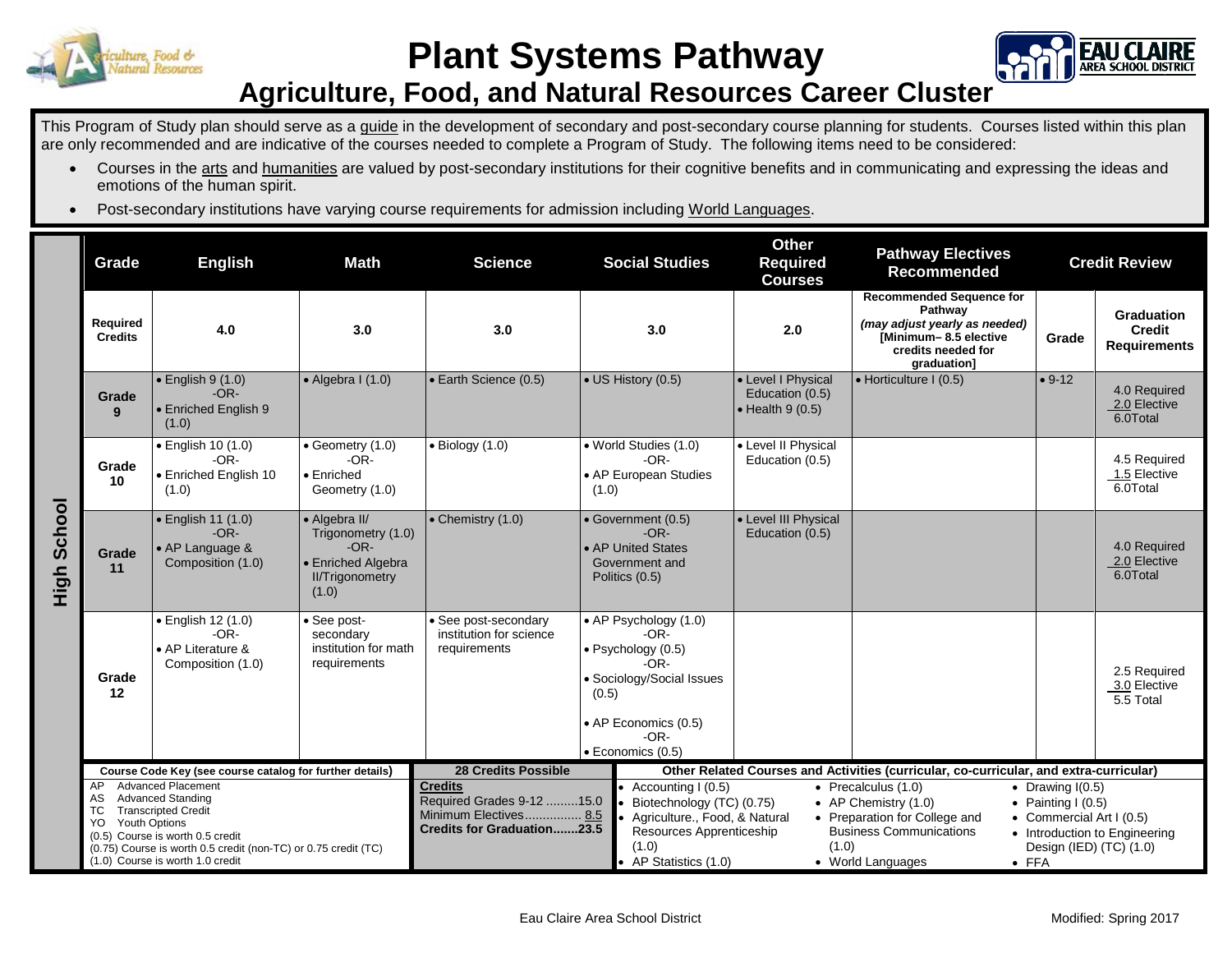# Plant Systems Pathway

## Agriculture, Food, and Natural Resources Career Cluster

This Program of Study plan should serve as a guide in the development of secondary and post-secondary course planning for students. Courses listed within this plan are only recommended and are indicative of the courses needed to complete a Program of Study. The following items need to be considered:

- Courses in the arts and humanities are valued by post-secondary institutions for their cognitive benefits and in communicating and expressing the ideas and emotions of the human spirit.
- Post-secondary institutions have varying course requirements for admission including World Languages.

**High School**

| Grade | English | Math | Science | Social Studies | Other Required Courses | Pathway Electives Recommended | Credit Review | |
|---|---|---|---|---|---|---|---|---|
| Required Credits | 4.0 | 3.0 | 3.0 | 3.0 | 2.0 | Recommended Sequence for Pathway *(may adjust yearly as needed)* [Minimum– 8.5 elective credits needed for graduation] | Grade | Graduation Credit Requirements |
| Grade 9 | • English 9 (1.0) -OR- • Enriched English 9 (1.0) | • Algebra I (1.0) | • Earth Science (0.5) | • US History (0.5) | • Level I Physical Education (0.5) • Health 9 (0.5) | • Horticulture I (0.5) | • 9-12 | 4.0 Required 2.0 Elective 6.0Total |
| Grade 10 | • English 10 (1.0) -OR- • Enriched English 10 (1.0) | • Geometry (1.0) -OR- • Enriched Geometry (1.0) | • Biology (1.0) | • World Studies (1.0) -OR- • AP European Studies (1.0) | • Level II Physical Education (0.5) | | | 4.5 Required 1.5 Elective 6.0Total |
| Grade 11 | • English 11 (1.0) -OR- • AP Language & Composition (1.0) | • Algebra II/ Trigonometry (1.0) -OR- • Enriched Algebra II/Trigonometry (1.0) | • Chemistry (1.0) | • Government (0.5) -OR- • AP United States Government and Politics (0.5) | • Level III Physical Education (0.5) | | | 4.0 Required 2.0 Elective 6.0Total |
| Grade 12 | • English 12 (1.0) -OR- • AP Literature & Composition (1.0) | • See post-secondary institution for math requirements | • See post-secondary institution for science requirements | • AP Psychology (1.0) -OR- • Psychology (0.5) -OR- • Sociology/Social Issues (0.5) • AP Economics (0.5) -OR- • Economics (0.5) | | | | 2.5 Required 3.0 Elective 5.5 Total |

**Course Code Key (see course catalog for further details)**

AP Advanced Placement
AS Advanced Standing
TC Transcripted Credit
YO Youth Options
(0.5) Course is worth 0.5 credit
(0.75) Course is worth 0.5 credit (non-TC) or 0.75 credit (TC)
(1.0) Course is worth 1.0 credit

**28 Credits Possible**

**Credits**
Required Grades 9-12 .........15.0
Minimum Electives................ 8.5
**Credits for Graduation.......23.5**

**Other Related Courses and Activities (curricular, co-curricular, and extra-curricular)**

- Accounting I (0.5)
- Biotechnology (TC) (0.75)
- Agriculture., Food, & Natural Resources Apprenticeship (1.0)
- AP Statistics (1.0)
- Precalculus (1.0)
- AP Chemistry (1.0)
- Preparation for College and Business Communications (1.0)
- World Languages
- Drawing I(0.5)
- Painting I (0.5)
- Commercial Art I (0.5)
- Introduction to Engineering Design (IED) (TC) (1.0)
- FFA

Eau Claire Area School District

Modified: Spring 2017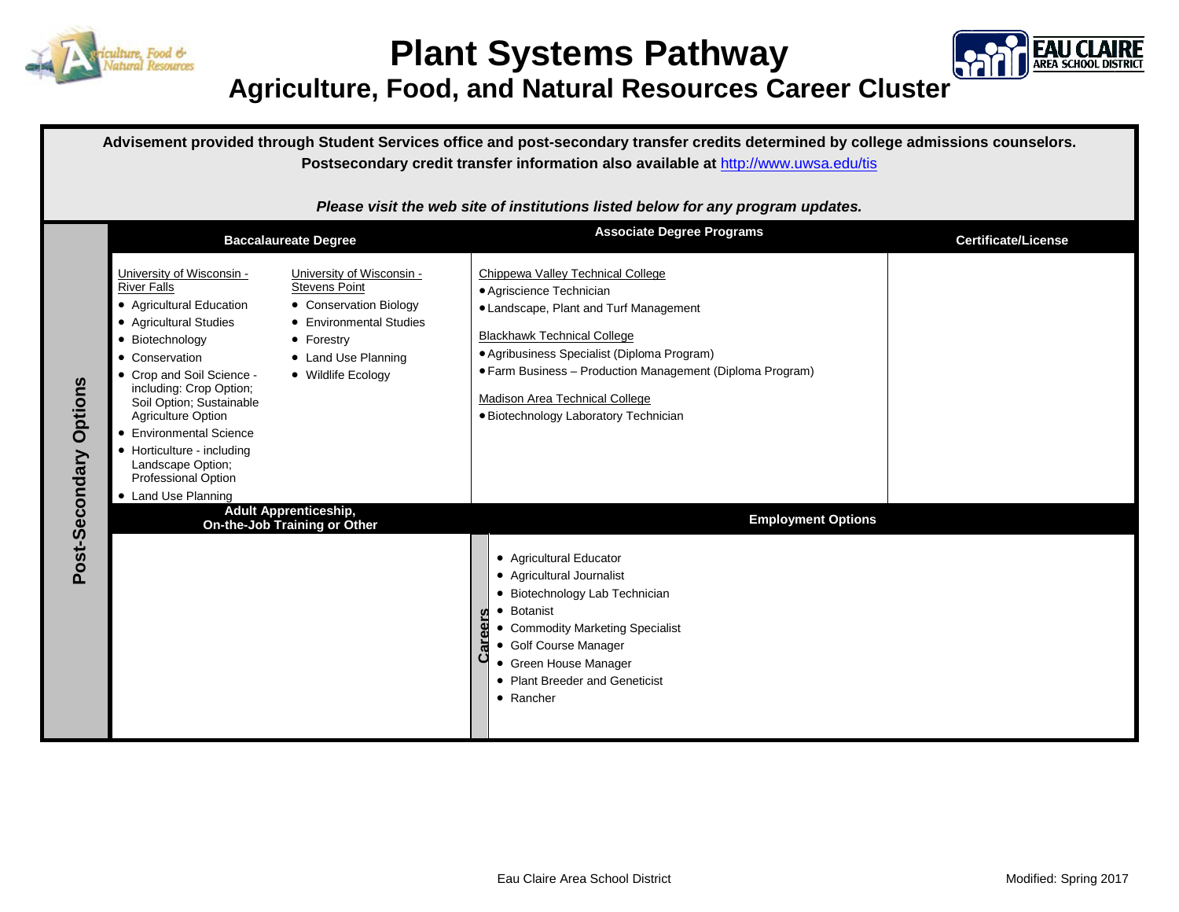# Plant Systems Pathway

## Agriculture, Food, and Natural Resources Career Cluster

**Advisement provided through Student Services office and post-secondary transfer credits determined by college admissions counselors.**
**Postsecondary credit transfer information also available at** http://www.uwsa.edu/tis

***Please visit the web site of institutions listed below for any program updates.***

## Post-Secondary Options

| Baccalaureate Degree | Associate Degree Programs | Certificate/License |
|---|---|---|
| University of Wisconsin - River Falls<br>• Agricultural Education<br>• Agricultural Studies<br>• Biotechnology<br>• Conservation<br>• Crop and Soil Science - including: Crop Option; Soil Option; Sustainable Agriculture Option<br>• Environmental Science<br>• Horticulture - including Landscape Option; Professional Option<br>• Land Use Planning<br><br>University of Wisconsin - Stevens Point<br>• Conservation Biology<br>• Environmental Studies<br>• Forestry<br>• Land Use Planning<br>• Wildlife Ecology | Chippewa Valley Technical College<br>• Agriscience Technician<br>• Landscape, Plant and Turf Management<br><br>Blackhawk Technical College<br>• Agribusiness Specialist (Diploma Program)<br>• Farm Business – Production Management (Diploma Program)<br><br>Madison Area Technical College<br>• Biotechnology Laboratory Technician | |

| Adult Apprenticeship, On-the-Job Training or Other | Employment Options |
|---|---|
| | **Careers**<br>• Agricultural Educator<br>• Agricultural Journalist<br>• Biotechnology Lab Technician<br>• Botanist<br>• Commodity Marketing Specialist<br>• Golf Course Manager<br>• Green House Manager<br>• Plant Breeder and Geneticist<br>• Rancher |

Eau Claire Area School District

Modified: Spring 2017